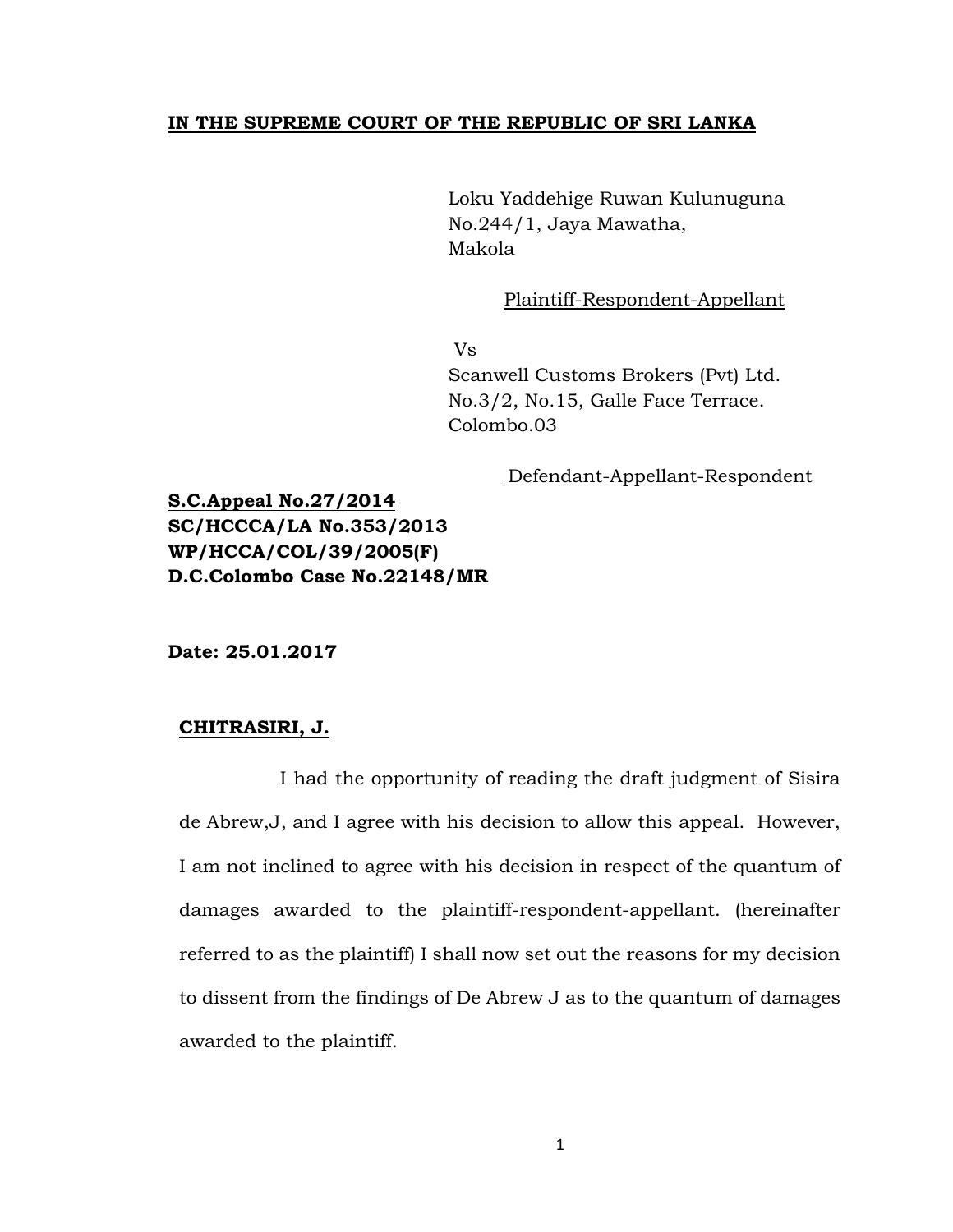**IN THE SUPREME COURT OF THE REPUBLIC OF SRI LANKA**

Loku Yaddehige Ruwan Kulunuguna
No.244/1, Jaya Mawatha,
Makola

Plaintiff-Respondent-Appellant

Vs

Scanwell Customs Brokers (Pvt) Ltd.
No.3/2, No.15, Galle Face Terrace.
Colombo.03

Defendant-Appellant-Respondent

**S.C.Appeal No.27/2014**
**SC/HCCCA/LA No.353/2013**
**WP/HCCA/COL/39/2005(F)**
**D.C.Colombo Case No.22148/MR**

**Date: 25.01.2017**

**CHITRASIRI, J.**

I had the opportunity of reading the draft judgment of Sisira de Abrew,J, and I agree with his decision to allow this appeal. However, I am not inclined to agree with his decision in respect of the quantum of damages awarded to the plaintiff-respondent-appellant. (hereinafter referred to as the plaintiff) I shall now set out the reasons for my decision to dissent from the findings of De Abrew J as to the quantum of damages awarded to the plaintiff.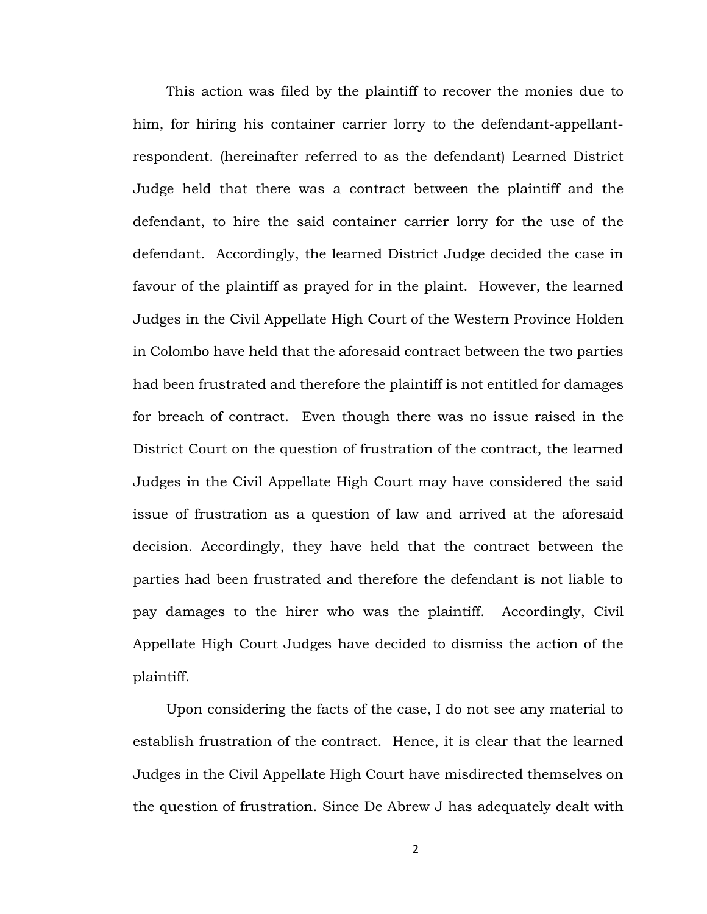This action was filed by the plaintiff to recover the monies due to him, for hiring his container carrier lorry to the defendant-appellant-respondent. (hereinafter referred to as the defendant) Learned District Judge held that there was a contract between the plaintiff and the defendant, to hire the said container carrier lorry for the use of the defendant. Accordingly, the learned District Judge decided the case in favour of the plaintiff as prayed for in the plaint. However, the learned Judges in the Civil Appellate High Court of the Western Province Holden in Colombo have held that the aforesaid contract between the two parties had been frustrated and therefore the plaintiff is not entitled for damages for breach of contract. Even though there was no issue raised in the District Court on the question of frustration of the contract, the learned Judges in the Civil Appellate High Court may have considered the said issue of frustration as a question of law and arrived at the aforesaid decision. Accordingly, they have held that the contract between the parties had been frustrated and therefore the defendant is not liable to pay damages to the hirer who was the plaintiff. Accordingly, Civil Appellate High Court Judges have decided to dismiss the action of the plaintiff.

Upon considering the facts of the case, I do not see any material to establish frustration of the contract. Hence, it is clear that the learned Judges in the Civil Appellate High Court have misdirected themselves on the question of frustration. Since De Abrew J has adequately dealt with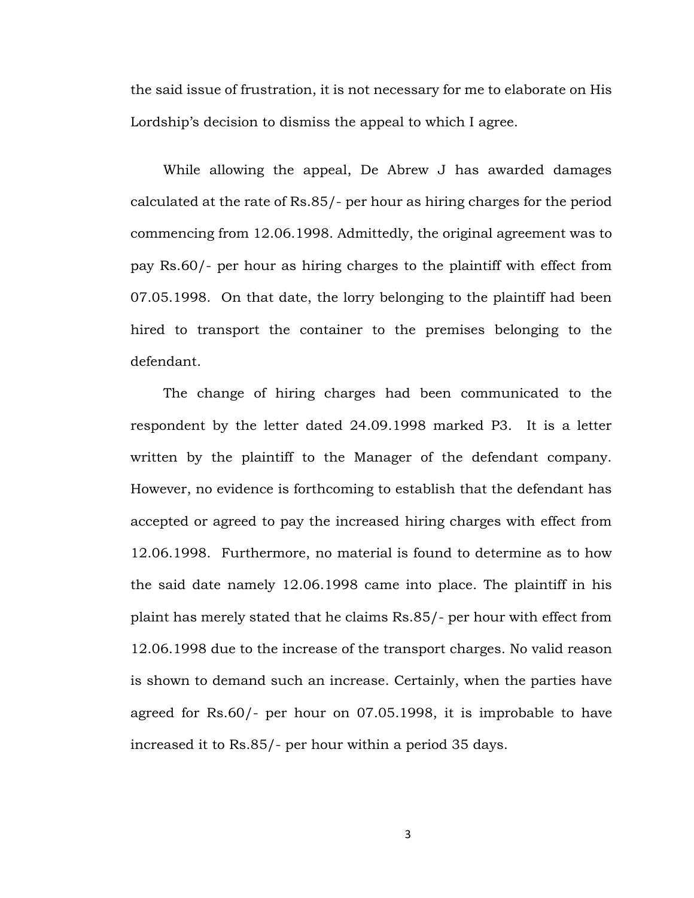the said issue of frustration, it is not necessary for me to elaborate on His Lordship's decision to dismiss the appeal to which I agree.

While allowing the appeal, De Abrew J has awarded damages calculated at the rate of Rs.85/- per hour as hiring charges for the period commencing from 12.06.1998. Admittedly, the original agreement was to pay Rs.60/- per hour as hiring charges to the plaintiff with effect from 07.05.1998. On that date, the lorry belonging to the plaintiff had been hired to transport the container to the premises belonging to the defendant.

The change of hiring charges had been communicated to the respondent by the letter dated 24.09.1998 marked P3. It is a letter written by the plaintiff to the Manager of the defendant company. However, no evidence is forthcoming to establish that the defendant has accepted or agreed to pay the increased hiring charges with effect from 12.06.1998. Furthermore, no material is found to determine as to how the said date namely 12.06.1998 came into place. The plaintiff in his plaint has merely stated that he claims Rs.85/- per hour with effect from 12.06.1998 due to the increase of the transport charges. No valid reason is shown to demand such an increase. Certainly, when the parties have agreed for Rs.60/- per hour on 07.05.1998, it is improbable to have increased it to Rs.85/- per hour within a period 35 days.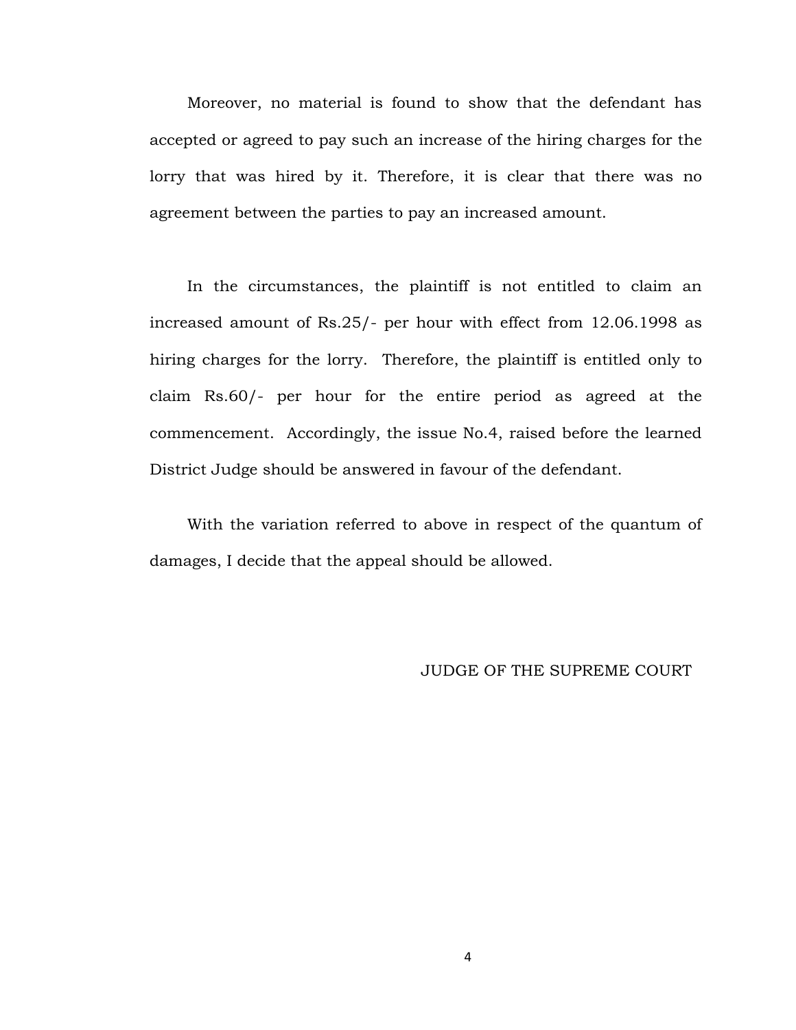Moreover, no material is found to show that the defendant has accepted or agreed to pay such an increase of the hiring charges for the lorry that was hired by it. Therefore, it is clear that there was no agreement between the parties to pay an increased amount.

In the circumstances, the plaintiff is not entitled to claim an increased amount of Rs.25/- per hour with effect from 12.06.1998 as hiring charges for the lorry. Therefore, the plaintiff is entitled only to claim Rs.60/- per hour for the entire period as agreed at the commencement. Accordingly, the issue No.4, raised before the learned District Judge should be answered in favour of the defendant.

With the variation referred to above in respect of the quantum of damages, I decide that the appeal should be allowed.

JUDGE OF THE SUPREME COURT